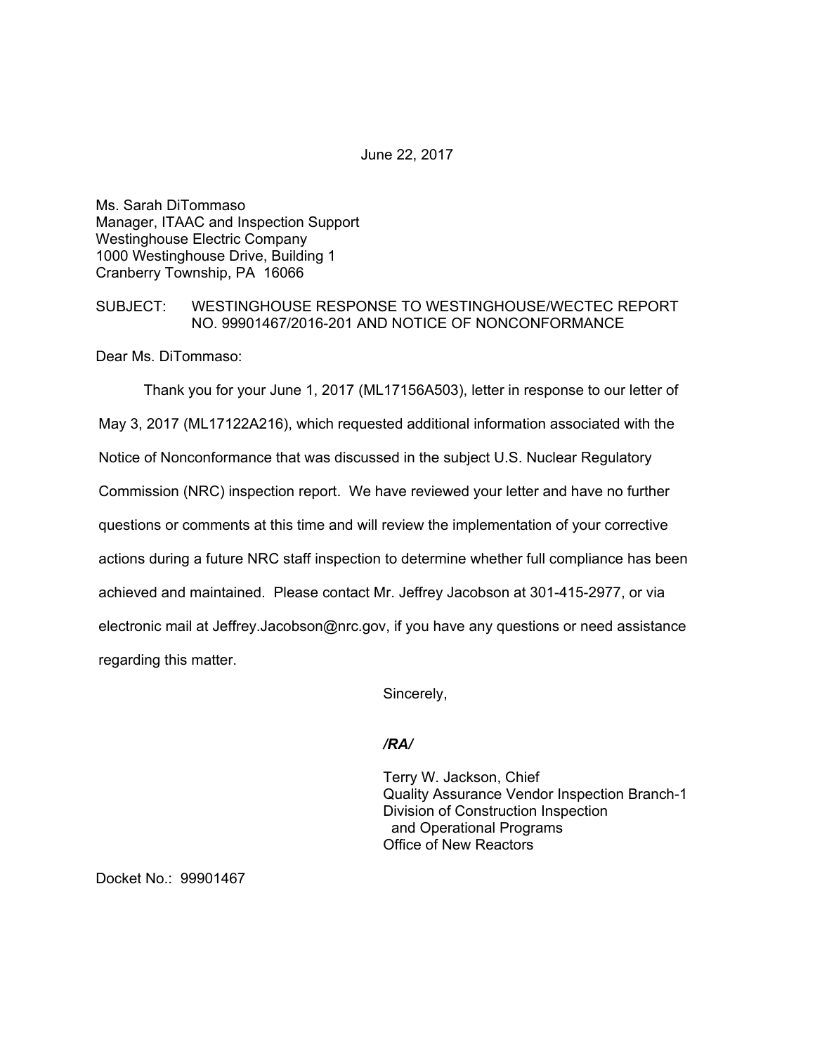June 22, 2017

Ms. Sarah DiTommaso
Manager, ITAAC and Inspection Support
Westinghouse Electric Company
1000 Westinghouse Drive, Building 1
Cranberry Township, PA 16066

SUBJECT: WESTINGHOUSE RESPONSE TO WESTINGHOUSE/WECTEC REPORT NO. 99901467/2016-201 AND NOTICE OF NONCONFORMANCE

Dear Ms. DiTommaso:

Thank you for your June 1, 2017 (ML17156A503), letter in response to our letter of May 3, 2017 (ML17122A216), which requested additional information associated with the Notice of Nonconformance that was discussed in the subject U.S. Nuclear Regulatory Commission (NRC) inspection report. We have reviewed your letter and have no further questions or comments at this time and will review the implementation of your corrective actions during a future NRC staff inspection to determine whether full compliance has been achieved and maintained. Please contact Mr. Jeffrey Jacobson at 301-415-2977, or via electronic mail at Jeffrey.Jacobson@nrc.gov, if you have any questions or need assistance regarding this matter.

Sincerely,

*/RA/*

Terry W. Jackson, Chief
Quality Assurance Vendor Inspection Branch-1
Division of Construction Inspection
and Operational Programs
Office of New Reactors

Docket No.: 99901467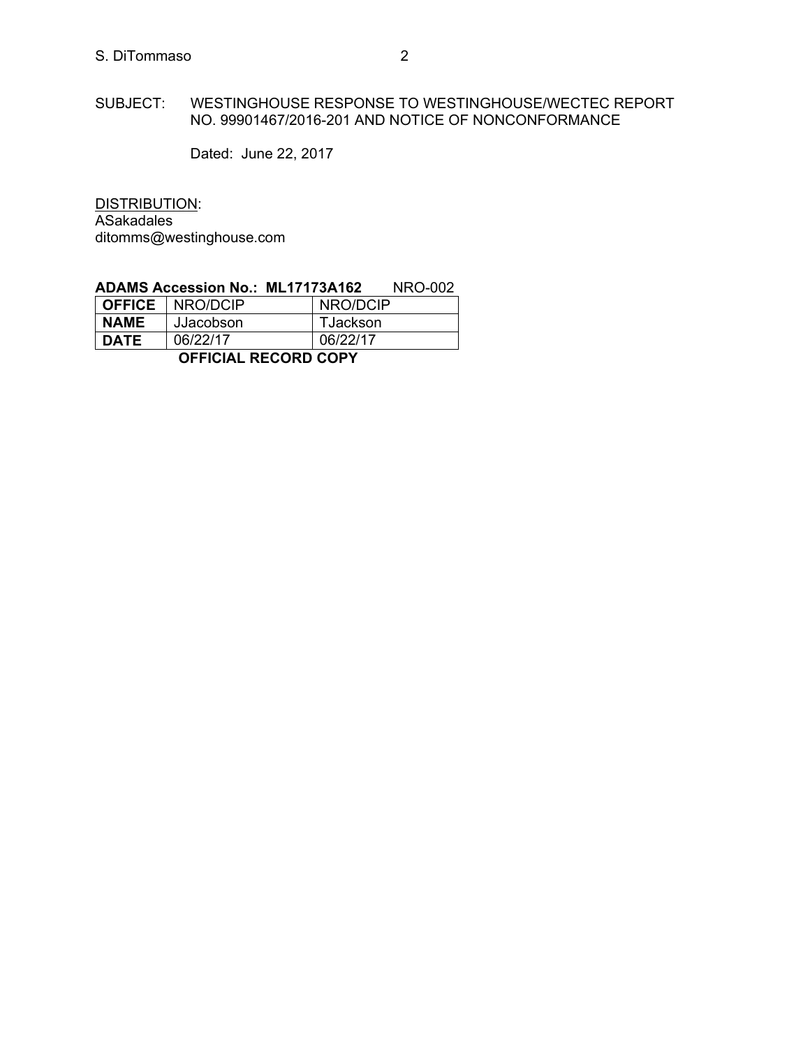SUBJECT: WESTINGHOUSE RESPONSE TO WESTINGHOUSE/WECTEC REPORT NO. 99901467/2016-201 AND NOTICE OF NONCONFORMANCE

Dated: June 22, 2017

DISTRIBUTION:
ASakadales
ditomms@westinghouse.com

**ADAMS Accession No.: ML17173A162** NRO-002

| | | |
|---|---|---|
| **OFFICE** | NRO/DCIP | NRO/DCIP |
| **NAME** | JJacobson | TJackson |
| **DATE** | 06/22/17 | 06/22/17 |

**OFFICIAL RECORD COPY**